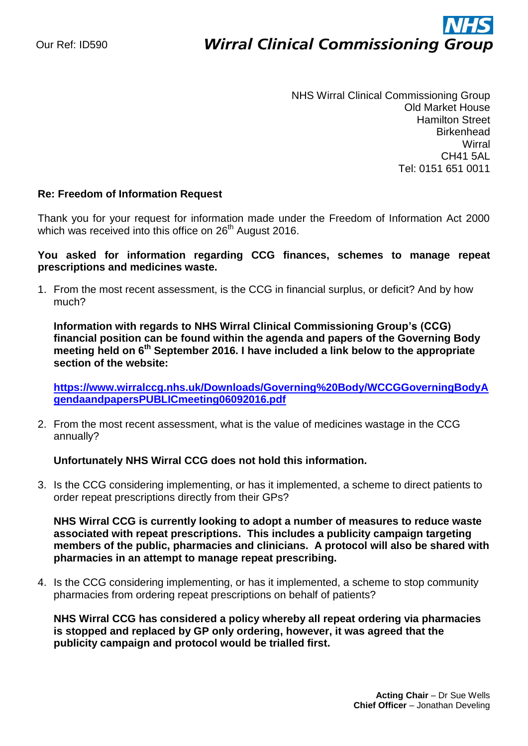Our Ref: ID590

**NHS**
***Wirral Clinical Commissioning Group***

NHS Wirral Clinical Commissioning Group
Old Market House
Hamilton Street
Birkenhead
Wirral
CH41 5AL
Tel: 0151 651 0011

**Re: Freedom of Information Request**

Thank you for your request for information made under the Freedom of Information Act 2000 which was received into this office on 26th August 2016.

**You asked for information regarding CCG finances, schemes to manage repeat prescriptions and medicines waste.**

1. From the most recent assessment, is the CCG in financial surplus, or deficit? And by how much?

   **Information with regards to NHS Wirral Clinical Commissioning Group's (CCG) financial position can be found within the agenda and papers of the Governing Body meeting held on 6th September 2016. I have included a link below to the appropriate section of the website:**

   **https://www.wirralccg.nhs.uk/Downloads/Governing%20Body/WCCGGoverningBodyAgendaandpapersPUBLICmeeting06092016.pdf**

2. From the most recent assessment, what is the value of medicines wastage in the CCG annually?

   **Unfortunately NHS Wirral CCG does not hold this information.**

3. Is the CCG considering implementing, or has it implemented, a scheme to direct patients to order repeat prescriptions directly from their GPs?

   **NHS Wirral CCG is currently looking to adopt a number of measures to reduce waste associated with repeat prescriptions. This includes a publicity campaign targeting members of the public, pharmacies and clinicians. A protocol will also be shared with pharmacies in an attempt to manage repeat prescribing.**

4. Is the CCG considering implementing, or has it implemented, a scheme to stop community pharmacies from ordering repeat prescriptions on behalf of patients?

   **NHS Wirral CCG has considered a policy whereby all repeat ordering via pharmacies is stopped and replaced by GP only ordering, however, it was agreed that the publicity campaign and protocol would be trialled first.**

**Acting Chair** – Dr Sue Wells
**Chief Officer** – Jonathan Develing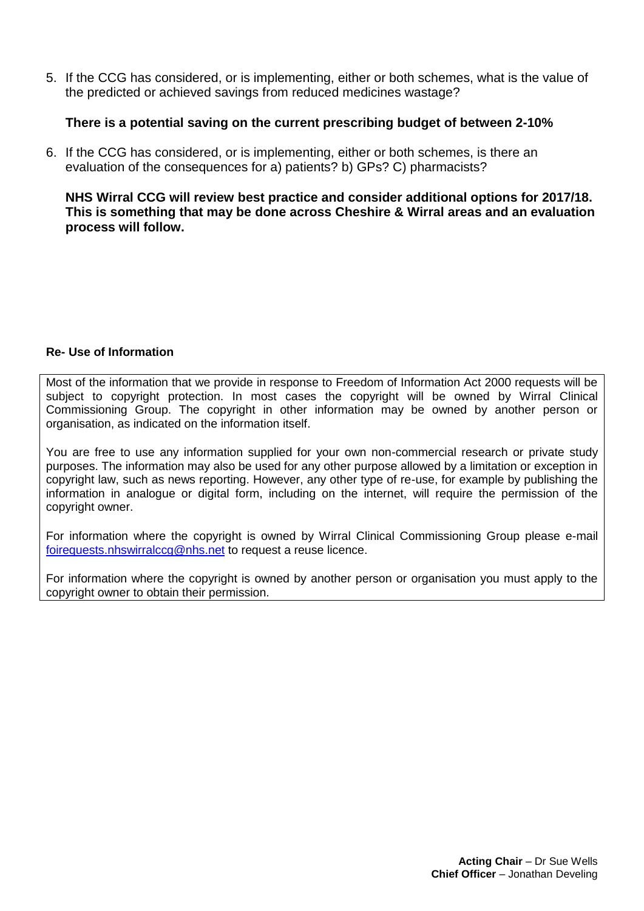5. If the CCG has considered, or is implementing, either or both schemes, what is the value of the predicted or achieved savings from reduced medicines wastage?

   **There is a potential saving on the current prescribing budget of between 2-10%**

6. If the CCG has considered, or is implementing, either or both schemes, is there an evaluation of the consequences for a) patients? b) GPs? C) pharmacists?

   **NHS Wirral CCG will review best practice and consider additional options for 2017/18. This is something that may be done across Cheshire & Wirral areas and an evaluation process will follow.**

**Re- Use of Information**

Most of the information that we provide in response to Freedom of Information Act 2000 requests will be subject to copyright protection. In most cases the copyright will be owned by Wirral Clinical Commissioning Group. The copyright in other information may be owned by another person or organisation, as indicated on the information itself.

You are free to use any information supplied for your own non-commercial research or private study purposes. The information may also be used for any other purpose allowed by a limitation or exception in copyright law, such as news reporting. However, any other type of re-use, for example by publishing the information in analogue or digital form, including on the internet, will require the permission of the copyright owner.

For information where the copyright is owned by Wirral Clinical Commissioning Group please e-mail foirequests.nhswirralccg@nhs.net to request a reuse licence.

For information where the copyright is owned by another person or organisation you must apply to the copyright owner to obtain their permission.

**Acting Chair** – Dr Sue Wells
**Chief Officer** – Jonathan Develing